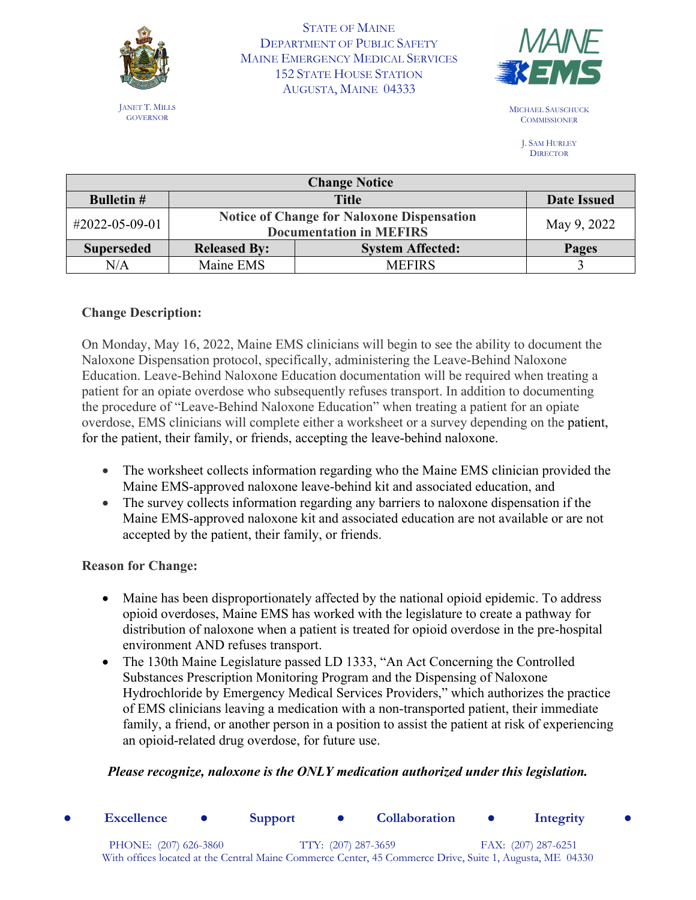STATE OF MAINE
DEPARTMENT OF PUBLIC SAFETY
MAINE EMERGENCY MEDICAL SERVICES
152 STATE HOUSE STATION
AUGUSTA, MAINE 04333

JANET T. MILLS
GOVERNOR

MICHAEL SAUSCHUCK
COMMISSIONER

J. SAM HURLEY
DIRECTOR

| Change Notice | | | |
|---|---|---|---|
| **Bulletin #** | **Title** | | **Date Issued** |
| #2022-05-09-01 | **Notice of Change for Naloxone Dispensation Documentation in MEFIRS** | | May 9, 2022 |
| **Superseded** | **Released By:** | **System Affected:** | **Pages** |
| N/A | Maine EMS | MEFIRS | 3 |

**Change Description:**

On Monday, May 16, 2022, Maine EMS clinicians will begin to see the ability to document the Naloxone Dispensation protocol, specifically, administering the Leave-Behind Naloxone Education. Leave-Behind Naloxone Education documentation will be required when treating a patient for an opiate overdose who subsequently refuses transport. In addition to documenting the procedure of "Leave-Behind Naloxone Education" when treating a patient for an opiate overdose, EMS clinicians will complete either a worksheet or a survey depending on the patient, for the patient, their family, or friends, accepting the leave-behind naloxone.

- The worksheet collects information regarding who the Maine EMS clinician provided the Maine EMS-approved naloxone leave-behind kit and associated education, and
- The survey collects information regarding any barriers to naloxone dispensation if the Maine EMS-approved naloxone kit and associated education are not available or are not accepted by the patient, their family, or friends.

**Reason for Change:**

- Maine has been disproportionately affected by the national opioid epidemic. To address opioid overdoses, Maine EMS has worked with the legislature to create a pathway for distribution of naloxone when a patient is treated for opioid overdose in the pre-hospital environment AND refuses transport.
- The 130th Maine Legislature passed LD 1333, "An Act Concerning the Controlled Substances Prescription Monitoring Program and the Dispensing of Naloxone Hydrochloride by Emergency Medical Services Providers," which authorizes the practice of EMS clinicians leaving a medication with a non-transported patient, their immediate family, a friend, or another person in a position to assist the patient at risk of experiencing an opioid-related drug overdose, for future use.

***Please recognize, naloxone is the ONLY medication authorized under this legislation.***

● **Excellence** ● **Support** ● **Collaboration** ● **Integrity** ●

PHONE: (207) 626-3860 TTY: (207) 287-3659 FAX: (207) 287-6251
With offices located at the Central Maine Commerce Center, 45 Commerce Drive, Suite 1, Augusta, ME 04330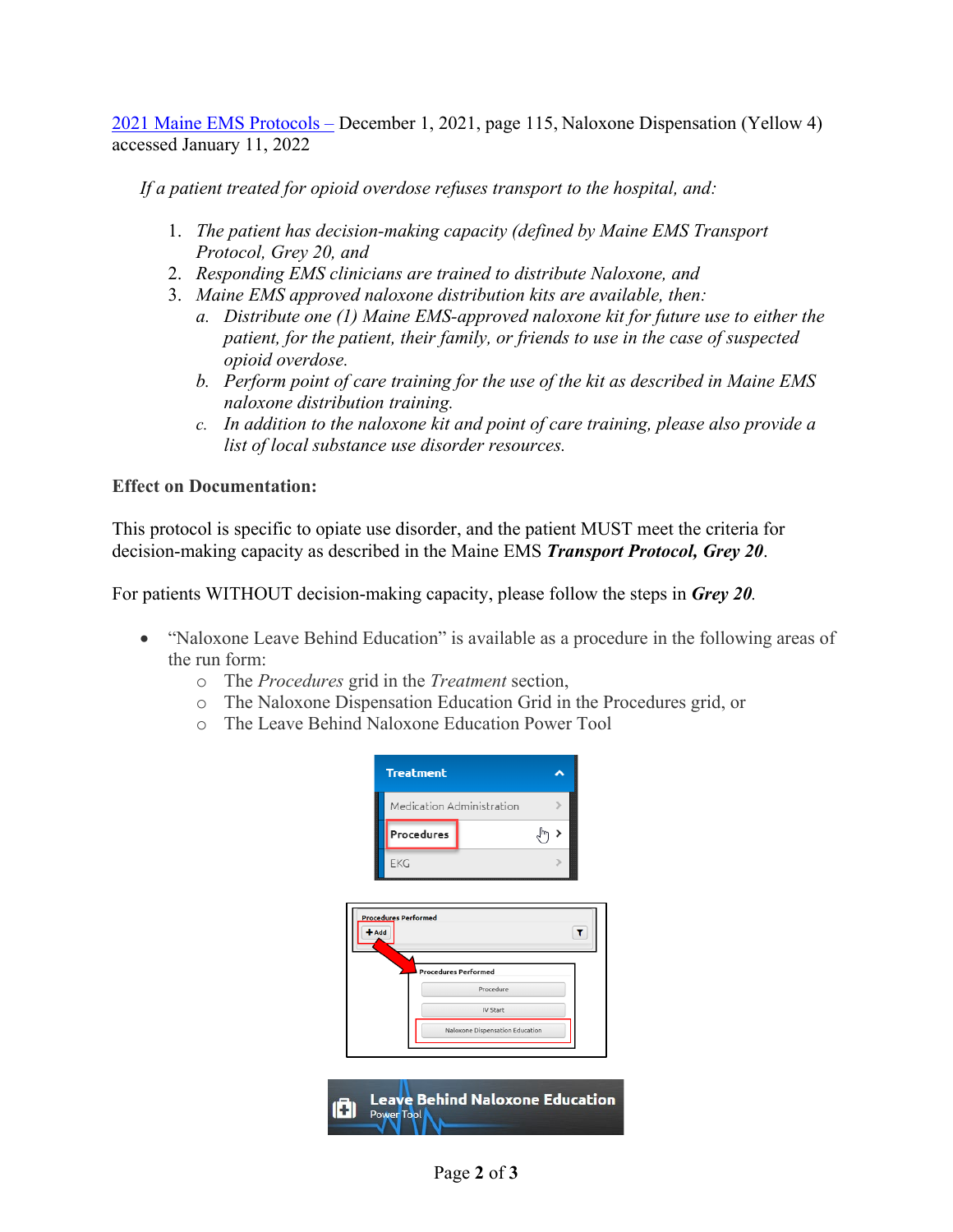2021 Maine EMS Protocols – December 1, 2021, page 115, Naloxone Dispensation (Yellow 4) accessed January 11, 2022

*If a patient treated for opioid overdose refuses transport to the hospital, and:*

1. *The patient has decision-making capacity (defined by Maine EMS Transport Protocol, Grey 20, and*
2. *Responding EMS clinicians are trained to distribute Naloxone, and*
3. *Maine EMS approved naloxone distribution kits are available, then:*
   a. *Distribute one (1) Maine EMS-approved naloxone kit for future use to either the patient, for the patient, their family, or friends to use in the case of suspected opioid overdose.*
   b. *Perform point of care training for the use of the kit as described in Maine EMS naloxone distribution training.*
   c. *In addition to the naloxone kit and point of care training, please also provide a list of local substance use disorder resources.*

**Effect on Documentation:**

This protocol is specific to opiate use disorder, and the patient MUST meet the criteria for decision-making capacity as described in the Maine EMS ***Transport Protocol, Grey 20***.

For patients WITHOUT decision-making capacity, please follow the steps in ***Grey 20***.

- "Naloxone Leave Behind Education" is available as a procedure in the following areas of the run form:
  - The *Procedures* grid in the *Treatment* section,
  - The Naloxone Dispensation Education Grid in the Procedures grid, or
  - The Leave Behind Naloxone Education Power Tool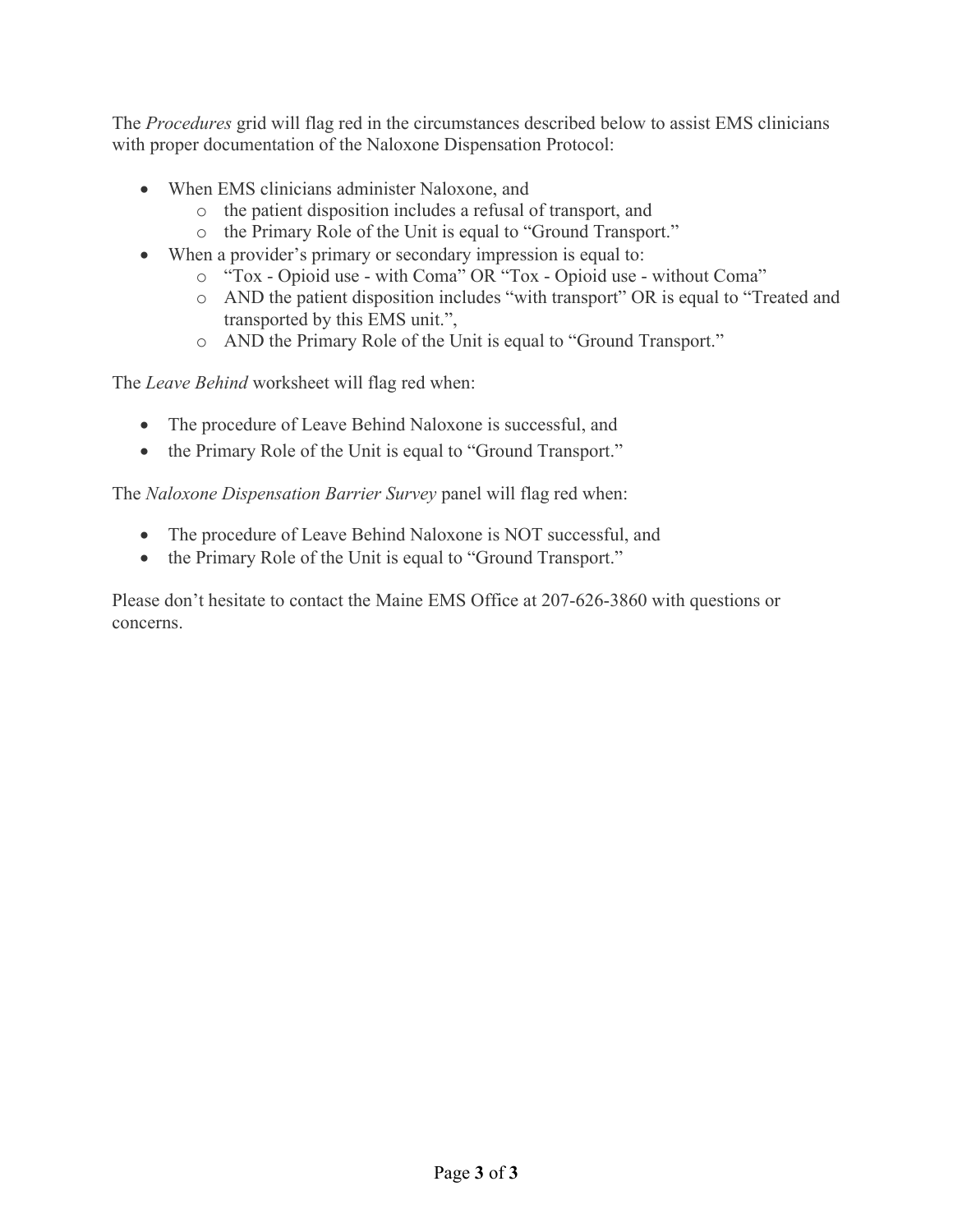The *Procedures* grid will flag red in the circumstances described below to assist EMS clinicians with proper documentation of the Naloxone Dispensation Protocol:

- When EMS clinicians administer Naloxone, and
    - the patient disposition includes a refusal of transport, and
    - the Primary Role of the Unit is equal to "Ground Transport."
- When a provider's primary or secondary impression is equal to:
    - "Tox - Opioid use - with Coma" OR "Tox - Opioid use - without Coma"
    - AND the patient disposition includes "with transport" OR is equal to "Treated and transported by this EMS unit.",
    - AND the Primary Role of the Unit is equal to "Ground Transport."

The *Leave Behind* worksheet will flag red when:

- The procedure of Leave Behind Naloxone is successful, and
- the Primary Role of the Unit is equal to "Ground Transport."

The *Naloxone Dispensation Barrier Survey* panel will flag red when:

- The procedure of Leave Behind Naloxone is NOT successful, and
- the Primary Role of the Unit is equal to "Ground Transport."

Please don't hesitate to contact the Maine EMS Office at 207-626-3860 with questions or concerns.